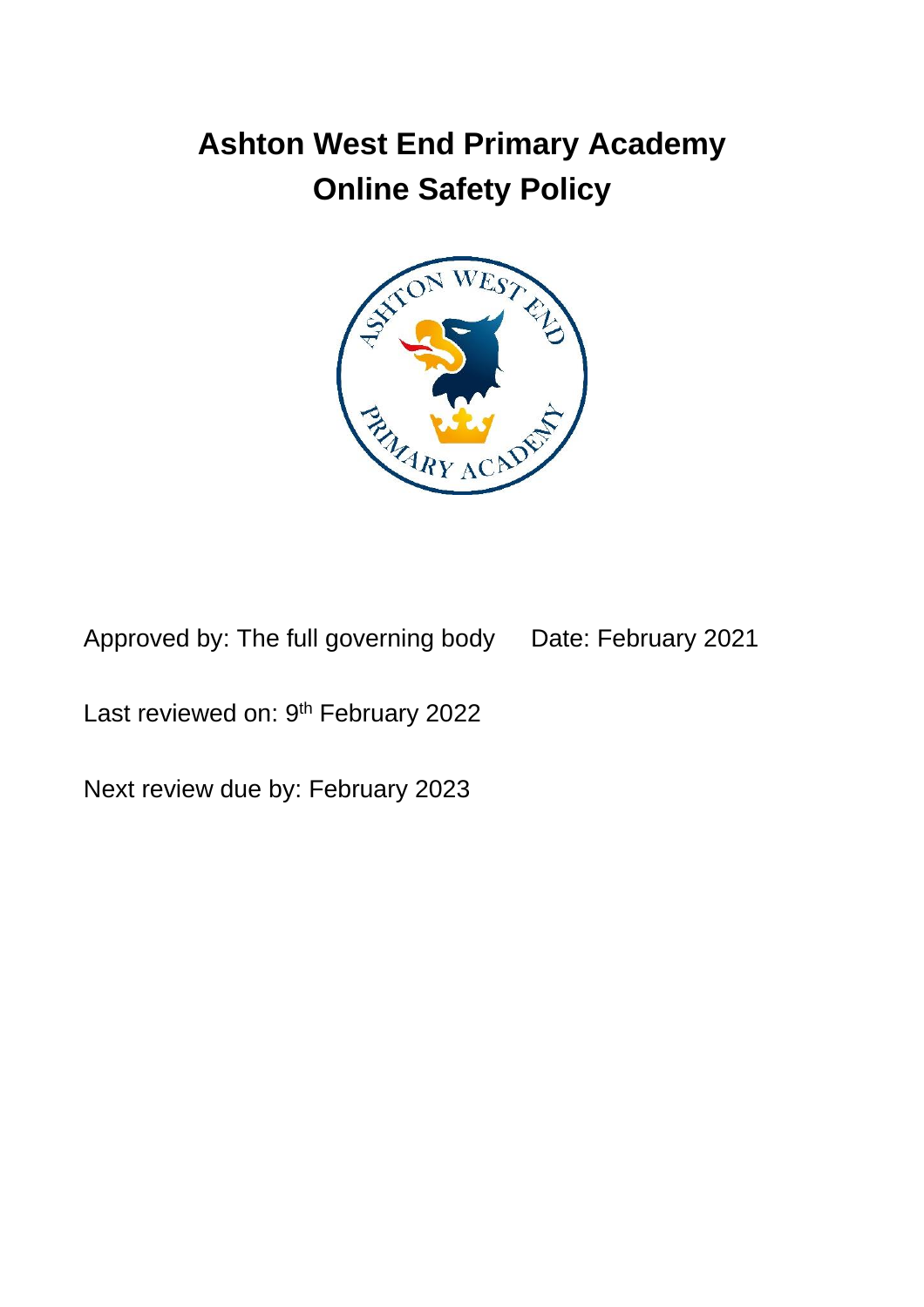# Ashton West End Primary Academy
# Online Safety Policy

Approved by: The full governing body    Date: February 2021

Last reviewed on: 9th February 2022

Next review due by: February 2023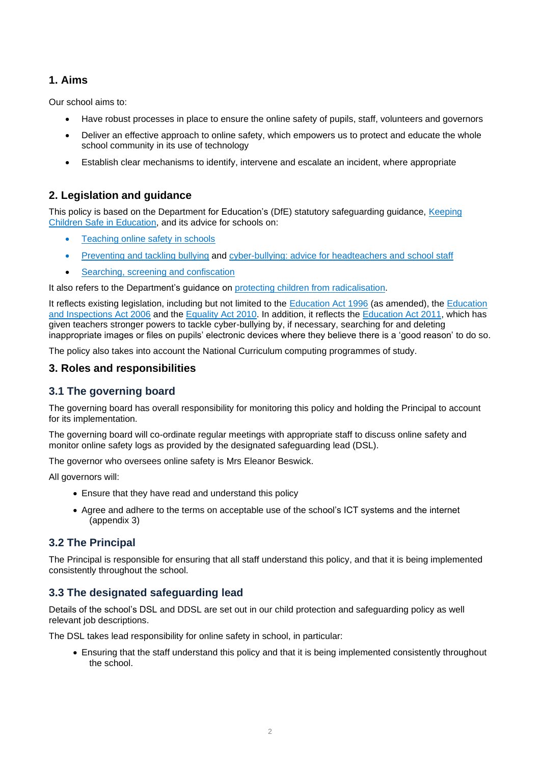## 1. Aims

Our school aims to:

- Have robust processes in place to ensure the online safety of pupils, staff, volunteers and governors
- Deliver an effective approach to online safety, which empowers us to protect and educate the whole school community in its use of technology
- Establish clear mechanisms to identify, intervene and escalate an incident, where appropriate

## 2. Legislation and guidance

This policy is based on the Department for Education's (DfE) statutory safeguarding guidance, [Keeping Children Safe in Education](), and its advice for schools on:

- [Teaching online safety in schools]()
- [Preventing and tackling bullying]() and [cyber-bullying: advice for headteachers and school staff]()
- [Searching, screening and confiscation]()

It also refers to the Department's guidance on [protecting children from radicalisation]().

It reflects existing legislation, including but not limited to the [Education Act 1996]() (as amended), the [Education and Inspections Act 2006]() and the [Equality Act 2010](). In addition, it reflects the [Education Act 2011](), which has given teachers stronger powers to tackle cyber-bullying by, if necessary, searching for and deleting inappropriate images or files on pupils' electronic devices where they believe there is a 'good reason' to do so.

The policy also takes into account the National Curriculum computing programmes of study.

## 3. Roles and responsibilities

### 3.1 The governing board

The governing board has overall responsibility for monitoring this policy and holding the Principal to account for its implementation.

The governing board will co-ordinate regular meetings with appropriate staff to discuss online safety and monitor online safety logs as provided by the designated safeguarding lead (DSL).

The governor who oversees online safety is Mrs Eleanor Beswick.

All governors will:

- Ensure that they have read and understand this policy
- Agree and adhere to the terms on acceptable use of the school's ICT systems and the internet (appendix 3)

### 3.2 The Principal

The Principal is responsible for ensuring that all staff understand this policy, and that it is being implemented consistently throughout the school.

### 3.3 The designated safeguarding lead

Details of the school's DSL and DDSL are set out in our child protection and safeguarding policy as well relevant job descriptions.

The DSL takes lead responsibility for online safety in school, in particular:

- Ensuring that the staff understand this policy and that it is being implemented consistently throughout the school.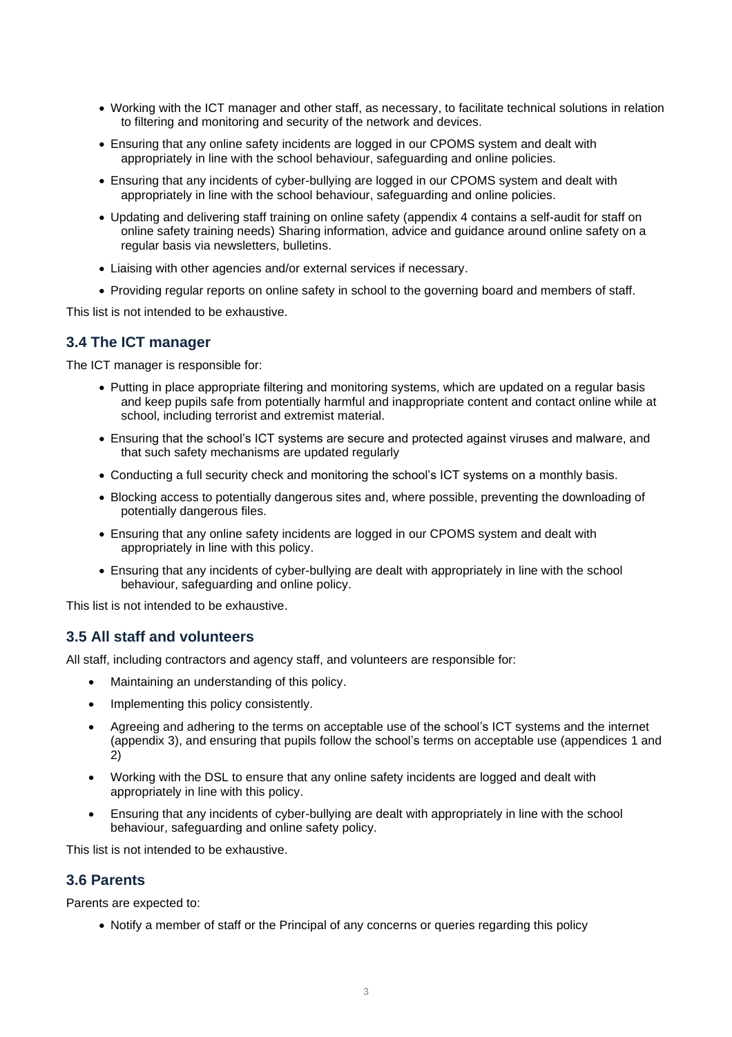- Working with the ICT manager and other staff, as necessary, to facilitate technical solutions in relation to filtering and monitoring and security of the network and devices.
- Ensuring that any online safety incidents are logged in our CPOMS system and dealt with appropriately in line with the school behaviour, safeguarding and online policies.
- Ensuring that any incidents of cyber-bullying are logged in our CPOMS system and dealt with appropriately in line with the school behaviour, safeguarding and online policies.
- Updating and delivering staff training on online safety (appendix 4 contains a self-audit for staff on online safety training needs) Sharing information, advice and guidance around online safety on a regular basis via newsletters, bulletins.
- Liaising with other agencies and/or external services if necessary.
- Providing regular reports on online safety in school to the governing board and members of staff.

This list is not intended to be exhaustive.

### 3.4 The ICT manager

The ICT manager is responsible for:

- Putting in place appropriate filtering and monitoring systems, which are updated on a regular basis and keep pupils safe from potentially harmful and inappropriate content and contact online while at school, including terrorist and extremist material.
- Ensuring that the school's ICT systems are secure and protected against viruses and malware, and that such safety mechanisms are updated regularly
- Conducting a full security check and monitoring the school's ICT systems on a monthly basis.
- Blocking access to potentially dangerous sites and, where possible, preventing the downloading of potentially dangerous files.
- Ensuring that any online safety incidents are logged in our CPOMS system and dealt with appropriately in line with this policy.
- Ensuring that any incidents of cyber-bullying are dealt with appropriately in line with the school behaviour, safeguarding and online policy.

This list is not intended to be exhaustive.

### 3.5 All staff and volunteers

All staff, including contractors and agency staff, and volunteers are responsible for:

- Maintaining an understanding of this policy.
- Implementing this policy consistently.
- Agreeing and adhering to the terms on acceptable use of the school's ICT systems and the internet (appendix 3), and ensuring that pupils follow the school's terms on acceptable use (appendices 1 and 2)
- Working with the DSL to ensure that any online safety incidents are logged and dealt with appropriately in line with this policy.
- Ensuring that any incidents of cyber-bullying are dealt with appropriately in line with the school behaviour, safeguarding and online safety policy.

This list is not intended to be exhaustive.

### 3.6 Parents

Parents are expected to:

- Notify a member of staff or the Principal of any concerns or queries regarding this policy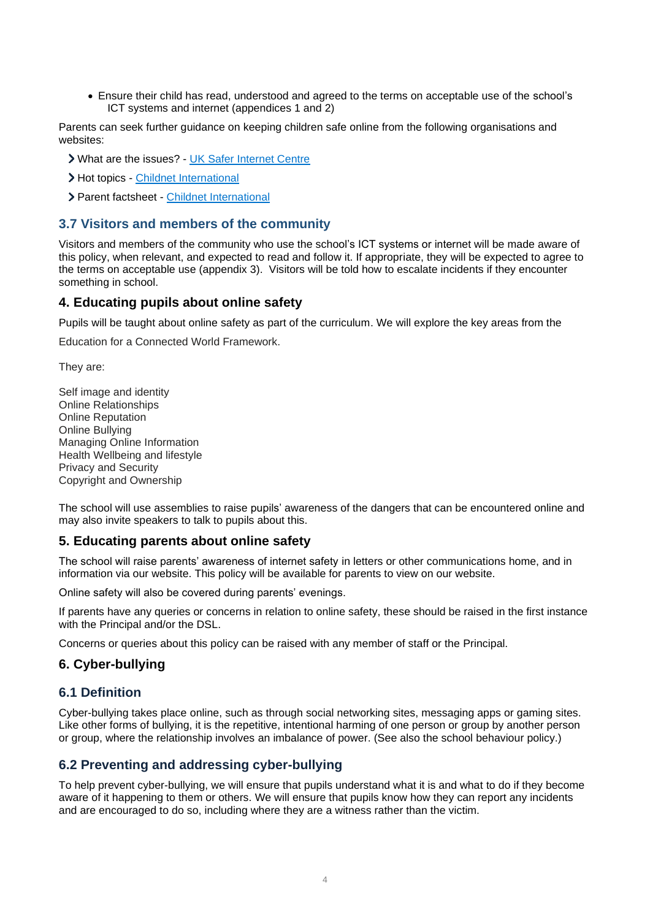- Ensure their child has read, understood and agreed to the terms on acceptable use of the school's ICT systems and internet (appendices 1 and 2)

Parents can seek further guidance on keeping children safe online from the following organisations and websites:

- What are the issues? - UK Safer Internet Centre
- Hot topics - Childnet International
- Parent factsheet - Childnet International

### 3.7 Visitors and members of the community

Visitors and members of the community who use the school's ICT systems or internet will be made aware of this policy, when relevant, and expected to read and follow it. If appropriate, they will be expected to agree to the terms on acceptable use (appendix 3). Visitors will be told how to escalate incidents if they encounter something in school.

## 4. Educating pupils about online safety

Pupils will be taught about online safety as part of the curriculum. We will explore the key areas from the

Education for a Connected World Framework.

They are:

Self image and identity
Online Relationships
Online Reputation
Online Bullying
Managing Online Information
Health Wellbeing and lifestyle
Privacy and Security
Copyright and Ownership

The school will use assemblies to raise pupils' awareness of the dangers that can be encountered online and may also invite speakers to talk to pupils about this.

## 5. Educating parents about online safety

The school will raise parents' awareness of internet safety in letters or other communications home, and in information via our website. This policy will be available for parents to view on our website.

Online safety will also be covered during parents' evenings.

If parents have any queries or concerns in relation to online safety, these should be raised in the first instance with the Principal and/or the DSL.

Concerns or queries about this policy can be raised with any member of staff or the Principal.

## 6. Cyber-bullying

### 6.1 Definition

Cyber-bullying takes place online, such as through social networking sites, messaging apps or gaming sites. Like other forms of bullying, it is the repetitive, intentional harming of one person or group by another person or group, where the relationship involves an imbalance of power. (See also the school behaviour policy.)

### 6.2 Preventing and addressing cyber-bullying

To help prevent cyber-bullying, we will ensure that pupils understand what it is and what to do if they become aware of it happening to them or others. We will ensure that pupils know how they can report any incidents and are encouraged to do so, including where they are a witness rather than the victim.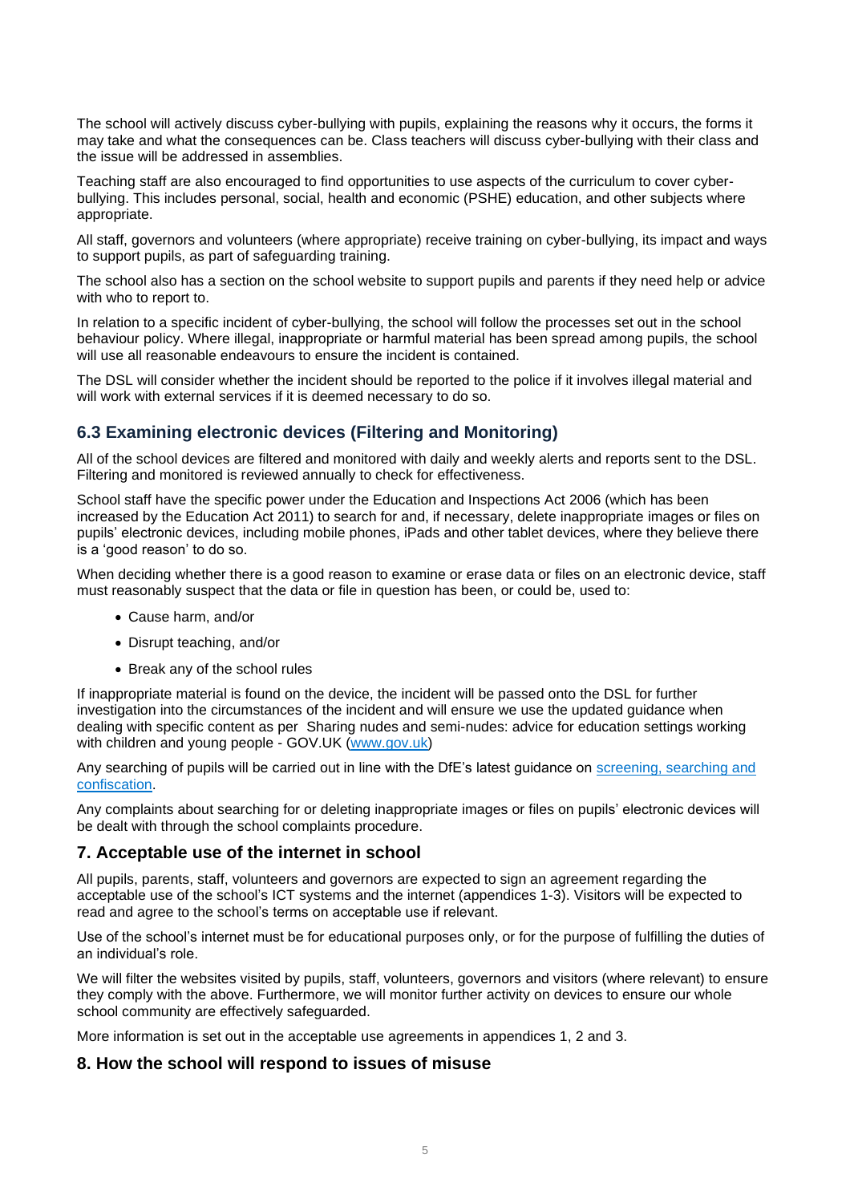The school will actively discuss cyber-bullying with pupils, explaining the reasons why it occurs, the forms it may take and what the consequences can be. Class teachers will discuss cyber-bullying with their class and the issue will be addressed in assemblies.

Teaching staff are also encouraged to find opportunities to use aspects of the curriculum to cover cyber-bullying. This includes personal, social, health and economic (PSHE) education, and other subjects where appropriate.

All staff, governors and volunteers (where appropriate) receive training on cyber-bullying, its impact and ways to support pupils, as part of safeguarding training.

The school also has a section on the school website to support pupils and parents if they need help or advice with who to report to.

In relation to a specific incident of cyber-bullying, the school will follow the processes set out in the school behaviour policy. Where illegal, inappropriate or harmful material has been spread among pupils, the school will use all reasonable endeavours to ensure the incident is contained.

The DSL will consider whether the incident should be reported to the police if it involves illegal material and will work with external services if it is deemed necessary to do so.

### 6.3 Examining electronic devices (Filtering and Monitoring)

All of the school devices are filtered and monitored with daily and weekly alerts and reports sent to the DSL. Filtering and monitored is reviewed annually to check for effectiveness.

School staff have the specific power under the Education and Inspections Act 2006 (which has been increased by the Education Act 2011) to search for and, if necessary, delete inappropriate images or files on pupils' electronic devices, including mobile phones, iPads and other tablet devices, where they believe there is a 'good reason' to do so.

When deciding whether there is a good reason to examine or erase data or files on an electronic device, staff must reasonably suspect that the data or file in question has been, or could be, used to:

- Cause harm, and/or
- Disrupt teaching, and/or
- Break any of the school rules

If inappropriate material is found on the device, the incident will be passed onto the DSL for further investigation into the circumstances of the incident and will ensure we use the updated guidance when dealing with specific content as per Sharing nudes and semi-nudes: advice for education settings working with children and young people - GOV.UK (www.gov.uk)

Any searching of pupils will be carried out in line with the DfE's latest guidance on screening, searching and confiscation.

Any complaints about searching for or deleting inappropriate images or files on pupils' electronic devices will be dealt with through the school complaints procedure.

## 7. Acceptable use of the internet in school

All pupils, parents, staff, volunteers and governors are expected to sign an agreement regarding the acceptable use of the school's ICT systems and the internet (appendices 1-3). Visitors will be expected to read and agree to the school's terms on acceptable use if relevant.

Use of the school's internet must be for educational purposes only, or for the purpose of fulfilling the duties of an individual's role.

We will filter the websites visited by pupils, staff, volunteers, governors and visitors (where relevant) to ensure they comply with the above. Furthermore, we will monitor further activity on devices to ensure our whole school community are effectively safeguarded.

More information is set out in the acceptable use agreements in appendices 1, 2 and 3.

## 8. How the school will respond to issues of misuse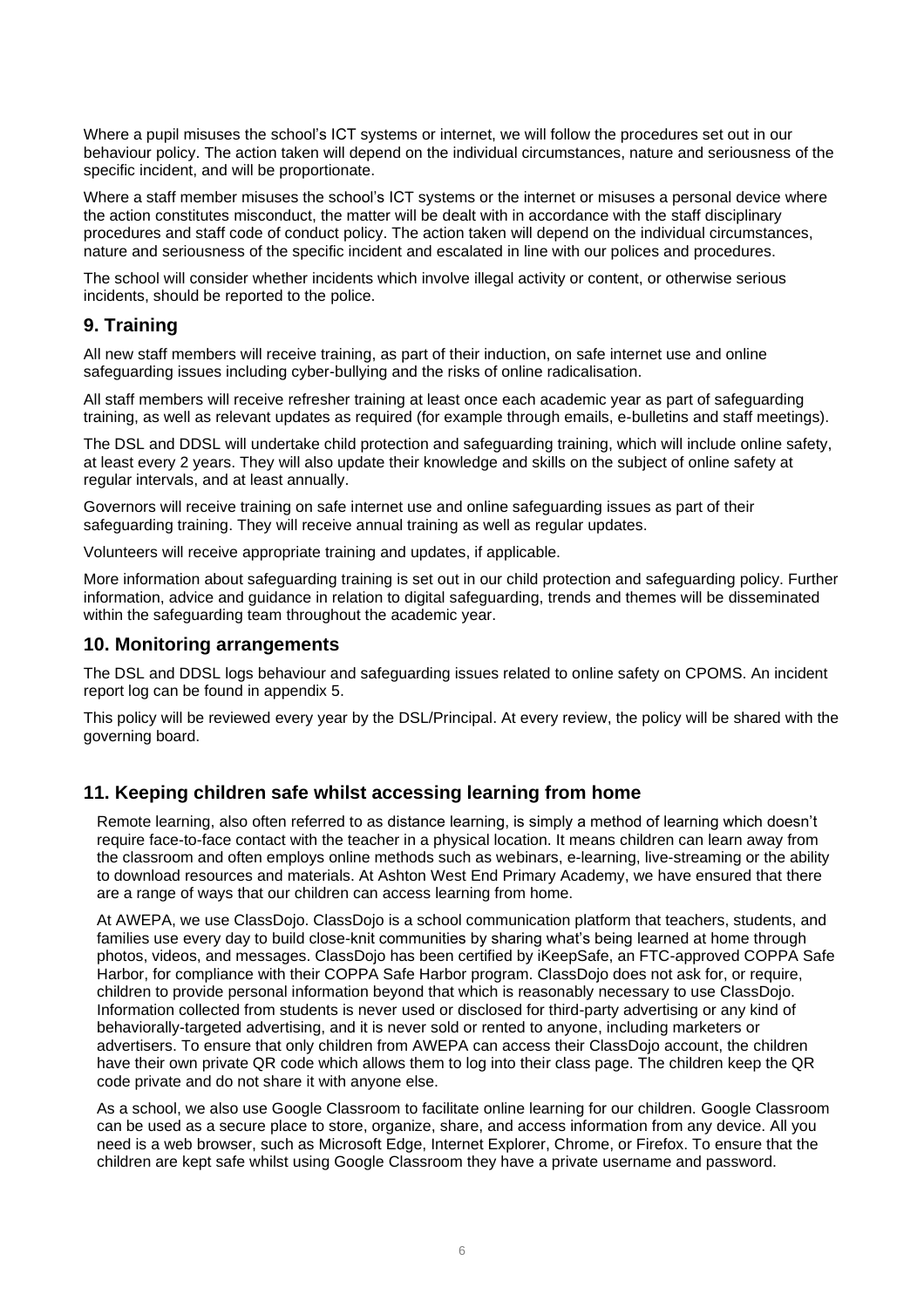Where a pupil misuses the school's ICT systems or internet, we will follow the procedures set out in our behaviour policy. The action taken will depend on the individual circumstances, nature and seriousness of the specific incident, and will be proportionate.

Where a staff member misuses the school's ICT systems or the internet or misuses a personal device where the action constitutes misconduct, the matter will be dealt with in accordance with the staff disciplinary procedures and staff code of conduct policy. The action taken will depend on the individual circumstances, nature and seriousness of the specific incident and escalated in line with our polices and procedures.

The school will consider whether incidents which involve illegal activity or content, or otherwise serious incidents, should be reported to the police.

## 9. Training

All new staff members will receive training, as part of their induction, on safe internet use and online safeguarding issues including cyber-bullying and the risks of online radicalisation.

All staff members will receive refresher training at least once each academic year as part of safeguarding training, as well as relevant updates as required (for example through emails, e-bulletins and staff meetings).

The DSL and DDSL will undertake child protection and safeguarding training, which will include online safety, at least every 2 years. They will also update their knowledge and skills on the subject of online safety at regular intervals, and at least annually.

Governors will receive training on safe internet use and online safeguarding issues as part of their safeguarding training. They will receive annual training as well as regular updates.

Volunteers will receive appropriate training and updates, if applicable.

More information about safeguarding training is set out in our child protection and safeguarding policy. Further information, advice and guidance in relation to digital safeguarding, trends and themes will be disseminated within the safeguarding team throughout the academic year.

## 10. Monitoring arrangements

The DSL and DDSL logs behaviour and safeguarding issues related to online safety on CPOMS. An incident report log can be found in appendix 5.

This policy will be reviewed every year by the DSL/Principal. At every review, the policy will be shared with the governing board.

## 11. Keeping children safe whilst accessing learning from home

Remote learning, also often referred to as distance learning, is simply a method of learning which doesn't require face-to-face contact with the teacher in a physical location. It means children can learn away from the classroom and often employs online methods such as webinars, e-learning, live-streaming or the ability to download resources and materials. At Ashton West End Primary Academy, we have ensured that there are a range of ways that our children can access learning from home.

At AWEPA, we use ClassDojo. ClassDojo is a school communication platform that teachers, students, and families use every day to build close-knit communities by sharing what's being learned at home through photos, videos, and messages. ClassDojo has been certified by iKeepSafe, an FTC-approved COPPA Safe Harbor, for compliance with their COPPA Safe Harbor program. ClassDojo does not ask for, or require, children to provide personal information beyond that which is reasonably necessary to use ClassDojo. Information collected from students is never used or disclosed for third-party advertising or any kind of behaviorally-targeted advertising, and it is never sold or rented to anyone, including marketers or advertisers. To ensure that only children from AWEPA can access their ClassDojo account, the children have their own private QR code which allows them to log into their class page. The children keep the QR code private and do not share it with anyone else.

As a school, we also use Google Classroom to facilitate online learning for our children. Google Classroom can be used as a secure place to store, organize, share, and access information from any device. All you need is a web browser, such as Microsoft Edge, Internet Explorer, Chrome, or Firefox. To ensure that the children are kept safe whilst using Google Classroom they have a private username and password.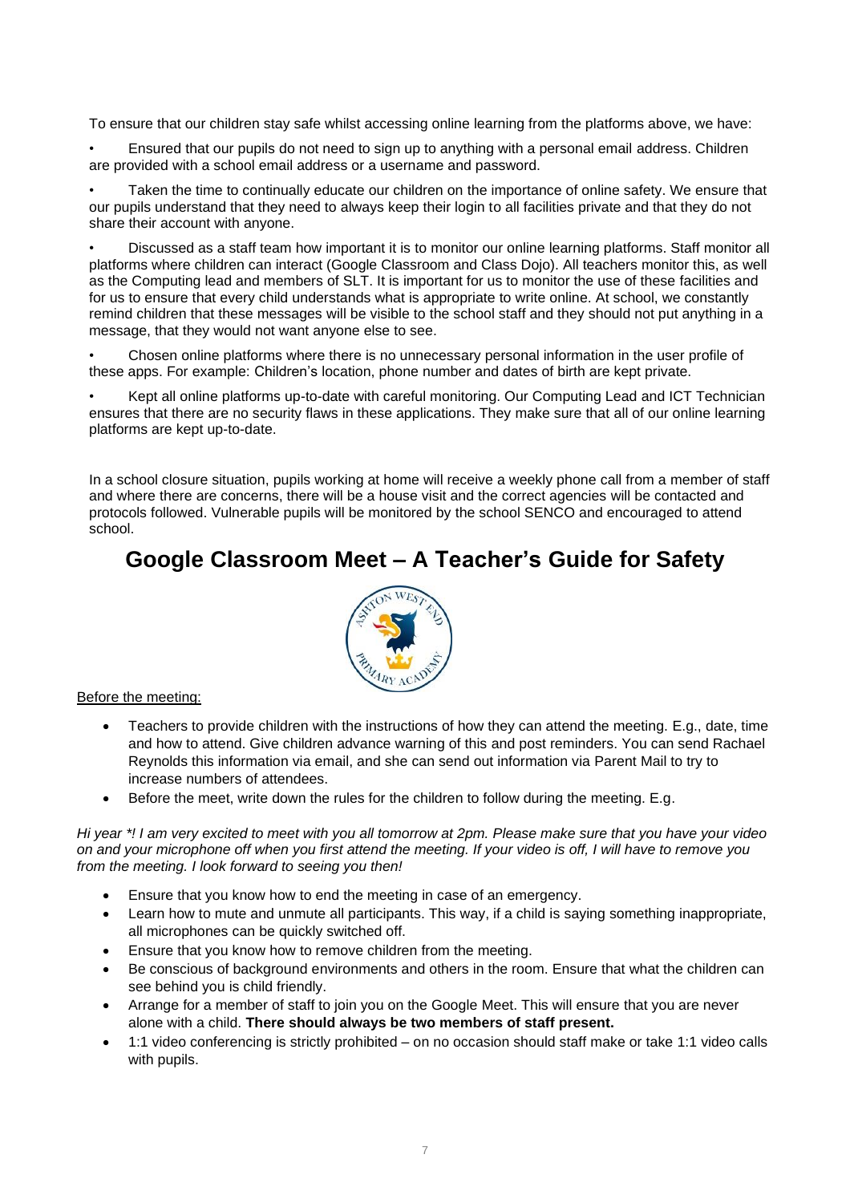To ensure that our children stay safe whilst accessing online learning from the platforms above, we have:

- Ensured that our pupils do not need to sign up to anything with a personal email address. Children are provided with a school email address or a username and password.
- Taken the time to continually educate our children on the importance of online safety. We ensure that our pupils understand that they need to always keep their login to all facilities private and that they do not share their account with anyone.
- Discussed as a staff team how important it is to monitor our online learning platforms. Staff monitor all platforms where children can interact (Google Classroom and Class Dojo). All teachers monitor this, as well as the Computing lead and members of SLT. It is important for us to monitor the use of these facilities and for us to ensure that every child understands what is appropriate to write online. At school, we constantly remind children that these messages will be visible to the school staff and they should not put anything in a message, that they would not want anyone else to see.
- Chosen online platforms where there is no unnecessary personal information in the user profile of these apps. For example: Children's location, phone number and dates of birth are kept private.
- Kept all online platforms up-to-date with careful monitoring. Our Computing Lead and ICT Technician ensures that there are no security flaws in these applications. They make sure that all of our online learning platforms are kept up-to-date.

In a school closure situation, pupils working at home will receive a weekly phone call from a member of staff and where there are concerns, there will be a house visit and the correct agencies will be contacted and protocols followed. Vulnerable pupils will be monitored by the school SENCO and encouraged to attend school.

# Google Classroom Meet – A Teacher's Guide for Safety

Before the meeting:

- Teachers to provide children with the instructions of how they can attend the meeting. E.g., date, time and how to attend. Give children advance warning of this and post reminders. You can send Rachael Reynolds this information via email, and she can send out information via Parent Mail to try to increase numbers of attendees.
- Before the meet, write down the rules for the children to follow during the meeting. E.g.

*Hi year *! I am very excited to meet with you all tomorrow at 2pm. Please make sure that you have your video on and your microphone off when you first attend the meeting. If your video is off, I will have to remove you from the meeting. I look forward to seeing you then!*

- Ensure that you know how to end the meeting in case of an emergency.
- Learn how to mute and unmute all participants. This way, if a child is saying something inappropriate, all microphones can be quickly switched off.
- Ensure that you know how to remove children from the meeting.
- Be conscious of background environments and others in the room. Ensure that what the children can see behind you is child friendly.
- Arrange for a member of staff to join you on the Google Meet. This will ensure that you are never alone with a child. **There should always be two members of staff present.**
- 1:1 video conferencing is strictly prohibited – on no occasion should staff make or take 1:1 video calls with pupils.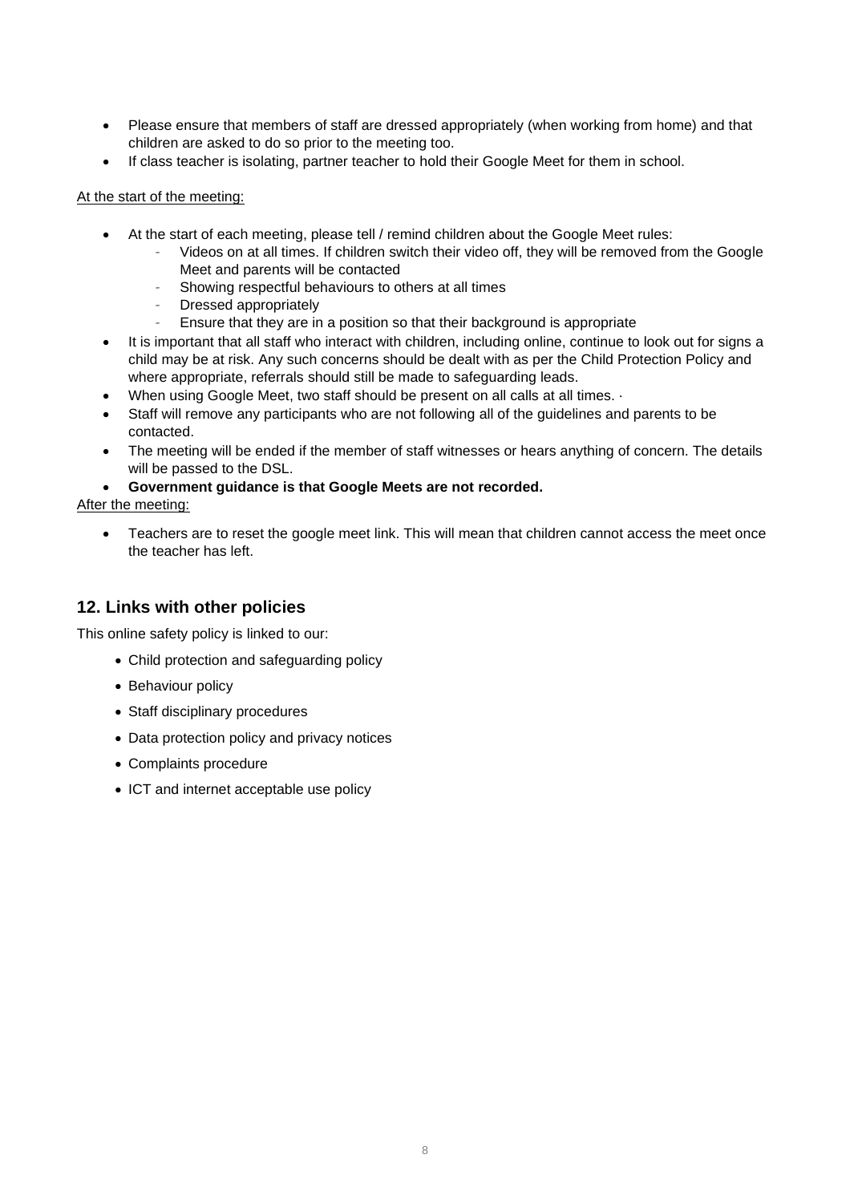- Please ensure that members of staff are dressed appropriately (when working from home) and that children are asked to do so prior to the meeting too.
- If class teacher is isolating, partner teacher to hold their Google Meet for them in school.

At the start of the meeting:

- At the start of each meeting, please tell / remind children about the Google Meet rules:
    - Videos on at all times. If children switch their video off, they will be removed from the Google Meet and parents will be contacted
    - Showing respectful behaviours to others at all times
    - Dressed appropriately
    - Ensure that they are in a position so that their background is appropriate
- It is important that all staff who interact with children, including online, continue to look out for signs a child may be at risk. Any such concerns should be dealt with as per the Child Protection Policy and where appropriate, referrals should still be made to safeguarding leads.
- When using Google Meet, two staff should be present on all calls at all times. ·
- Staff will remove any participants who are not following all of the guidelines and parents to be contacted.
- The meeting will be ended if the member of staff witnesses or hears anything of concern. The details will be passed to the DSL.
- **Government guidance is that Google Meets are not recorded.**

After the meeting:

- Teachers are to reset the google meet link. This will mean that children cannot access the meet once the teacher has left.

## 12. Links with other policies

This online safety policy is linked to our:

- Child protection and safeguarding policy
- Behaviour policy
- Staff disciplinary procedures
- Data protection policy and privacy notices
- Complaints procedure
- ICT and internet acceptable use policy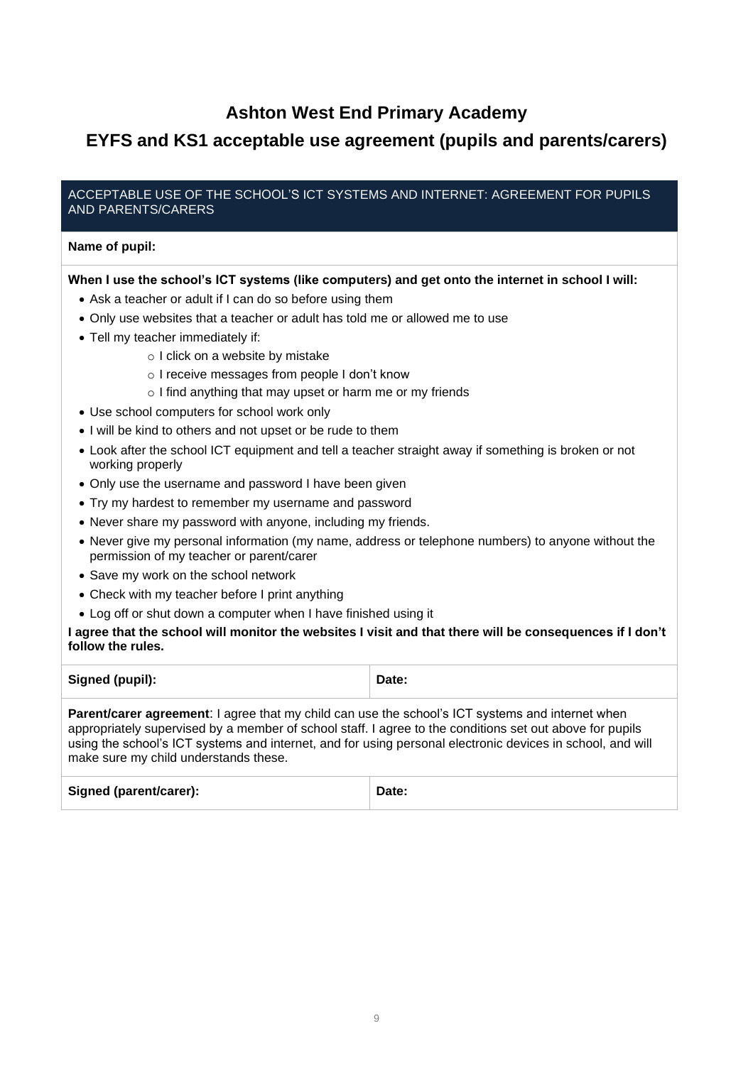# Ashton West End Primary Academy

# EYFS and KS1 acceptable use agreement (pupils and parents/carers)

| ACCEPTABLE USE OF THE SCHOOL'S ICT SYSTEMS AND INTERNET: AGREEMENT FOR PUPILS AND PARENTS/CARERS | |
|---|---|

**Name of pupil:**

**When I use the school's ICT systems (like computers) and get onto the internet in school I will:**

- Ask a teacher or adult if I can do so before using them
- Only use websites that a teacher or adult has told me or allowed me to use
- Tell my teacher immediately if:
  - I click on a website by mistake
  - I receive messages from people I don't know
  - I find anything that may upset or harm me or my friends
- Use school computers for school work only
- I will be kind to others and not upset or be rude to them
- Look after the school ICT equipment and tell a teacher straight away if something is broken or not working properly
- Only use the username and password I have been given
- Try my hardest to remember my username and password
- Never share my password with anyone, including my friends.
- Never give my personal information (my name, address or telephone numbers) to anyone without the permission of my teacher or parent/carer
- Save my work on the school network
- Check with my teacher before I print anything
- Log off or shut down a computer when I have finished using it

**I agree that the school will monitor the websites I visit and that there will be consequences if I don't follow the rules.**

| Signed (pupil): | Date: |
|---|---|

**Parent/carer agreement**: I agree that my child can use the school's ICT systems and internet when appropriately supervised by a member of school staff. I agree to the conditions set out above for pupils using the school's ICT systems and internet, and for using personal electronic devices in school, and will make sure my child understands these.

| Signed (parent/carer): | Date: |
|---|---|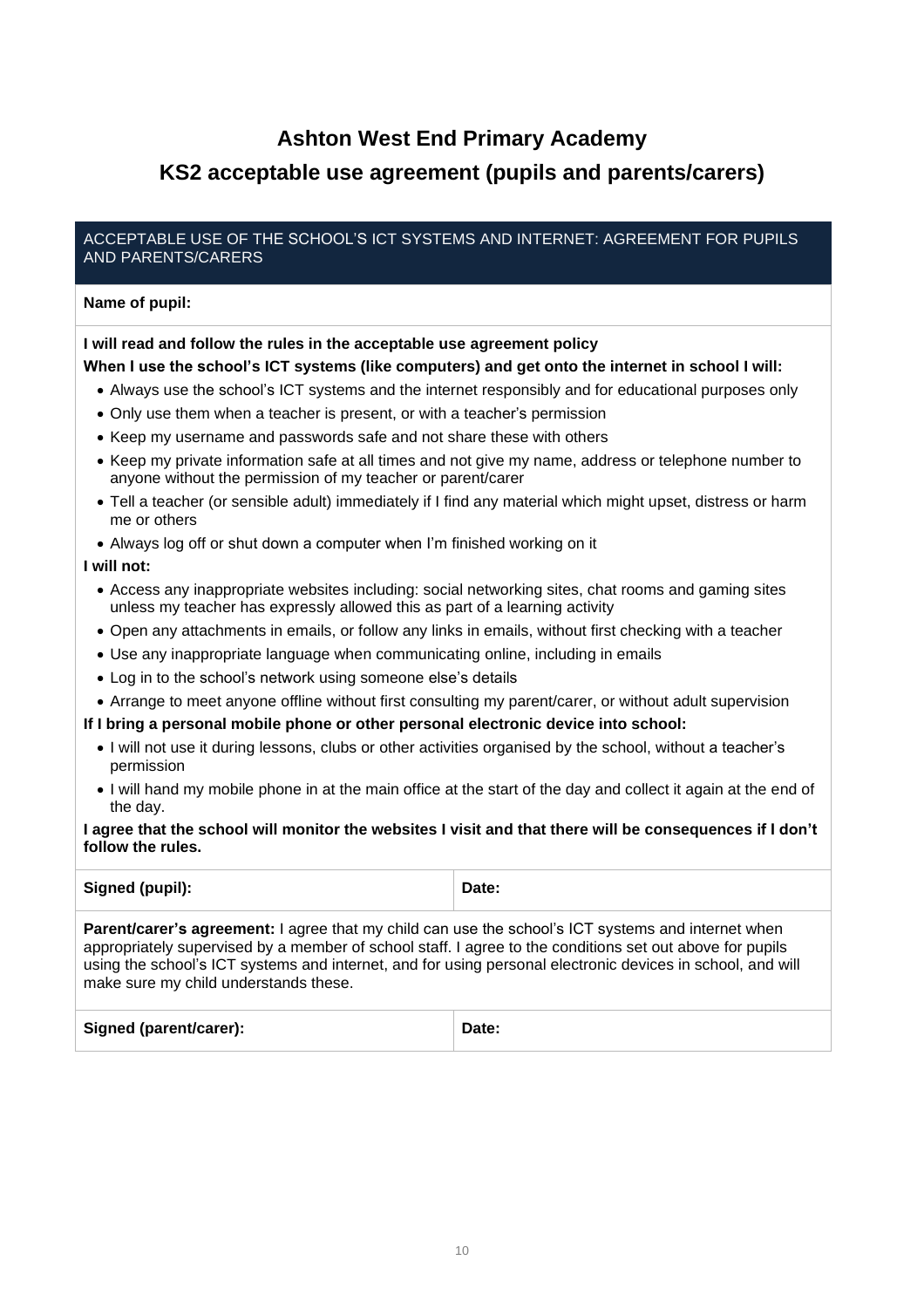# Ashton West End Primary Academy

## KS2 acceptable use agreement (pupils and parents/carers)

ACCEPTABLE USE OF THE SCHOOL'S ICT SYSTEMS AND INTERNET: AGREEMENT FOR PUPILS AND PARENTS/CARERS

**Name of pupil:**

**I will read and follow the rules in the acceptable use agreement policy**

**When I use the school's ICT systems (like computers) and get onto the internet in school I will:**

- Always use the school's ICT systems and the internet responsibly and for educational purposes only
- Only use them when a teacher is present, or with a teacher's permission
- Keep my username and passwords safe and not share these with others
- Keep my private information safe at all times and not give my name, address or telephone number to anyone without the permission of my teacher or parent/carer
- Tell a teacher (or sensible adult) immediately if I find any material which might upset, distress or harm me or others
- Always log off or shut down a computer when I'm finished working on it

**I will not:**

- Access any inappropriate websites including: social networking sites, chat rooms and gaming sites unless my teacher has expressly allowed this as part of a learning activity
- Open any attachments in emails, or follow any links in emails, without first checking with a teacher
- Use any inappropriate language when communicating online, including in emails
- Log in to the school's network using someone else's details
- Arrange to meet anyone offline without first consulting my parent/carer, or without adult supervision

**If I bring a personal mobile phone or other personal electronic device into school:**

- I will not use it during lessons, clubs or other activities organised by the school, without a teacher's permission
- I will hand my mobile phone in at the main office at the start of the day and collect it again at the end of the day.

**I agree that the school will monitor the websites I visit and that there will be consequences if I don't follow the rules.**

| **Signed (pupil):** | **Date:** |
| --- | --- |

**Parent/carer's agreement:** I agree that my child can use the school's ICT systems and internet when appropriately supervised by a member of school staff. I agree to the conditions set out above for pupils using the school's ICT systems and internet, and for using personal electronic devices in school, and will make sure my child understands these.

| **Signed (parent/carer):** | **Date:** |
| --- | --- |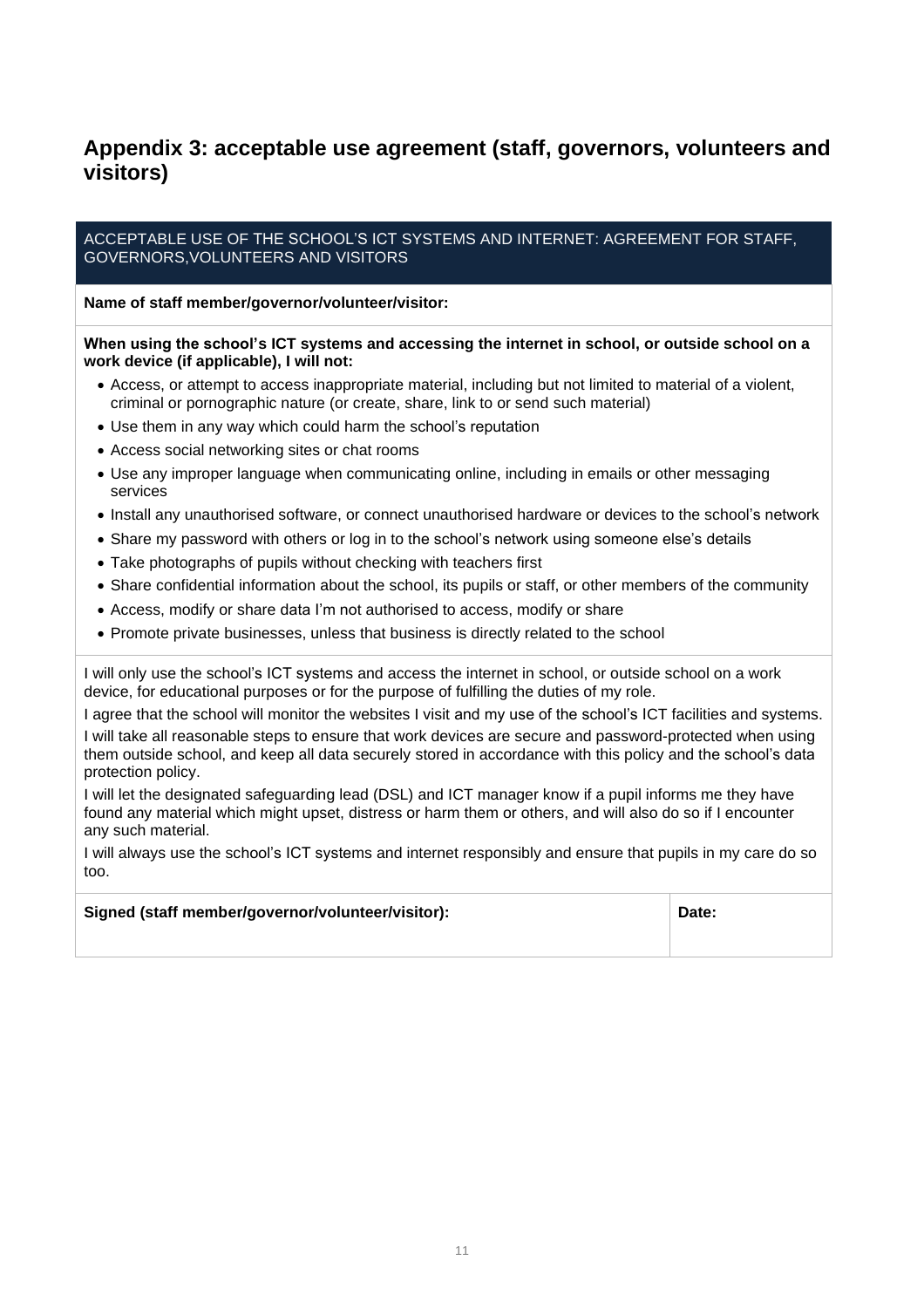## Appendix 3: acceptable use agreement (staff, governors, volunteers and visitors)

ACCEPTABLE USE OF THE SCHOOL'S ICT SYSTEMS AND INTERNET: AGREEMENT FOR STAFF, GOVERNORS,VOLUNTEERS AND VISITORS

**Name of staff member/governor/volunteer/visitor:**

**When using the school's ICT systems and accessing the internet in school, or outside school on a work device (if applicable), I will not:**

- Access, or attempt to access inappropriate material, including but not limited to material of a violent, criminal or pornographic nature (or create, share, link to or send such material)
- Use them in any way which could harm the school's reputation
- Access social networking sites or chat rooms
- Use any improper language when communicating online, including in emails or other messaging services
- Install any unauthorised software, or connect unauthorised hardware or devices to the school's network
- Share my password with others or log in to the school's network using someone else's details
- Take photographs of pupils without checking with teachers first
- Share confidential information about the school, its pupils or staff, or other members of the community
- Access, modify or share data I'm not authorised to access, modify or share
- Promote private businesses, unless that business is directly related to the school

I will only use the school's ICT systems and access the internet in school, or outside school on a work device, for educational purposes or for the purpose of fulfilling the duties of my role.

I agree that the school will monitor the websites I visit and my use of the school's ICT facilities and systems.

I will take all reasonable steps to ensure that work devices are secure and password-protected when using them outside school, and keep all data securely stored in accordance with this policy and the school's data protection policy.

I will let the designated safeguarding lead (DSL) and ICT manager know if a pupil informs me they have found any material which might upset, distress or harm them or others, and will also do so if I encounter any such material.

I will always use the school's ICT systems and internet responsibly and ensure that pupils in my care do so too.

| **Signed (staff member/governor/volunteer/visitor):** | **Date:** |
| --- | --- |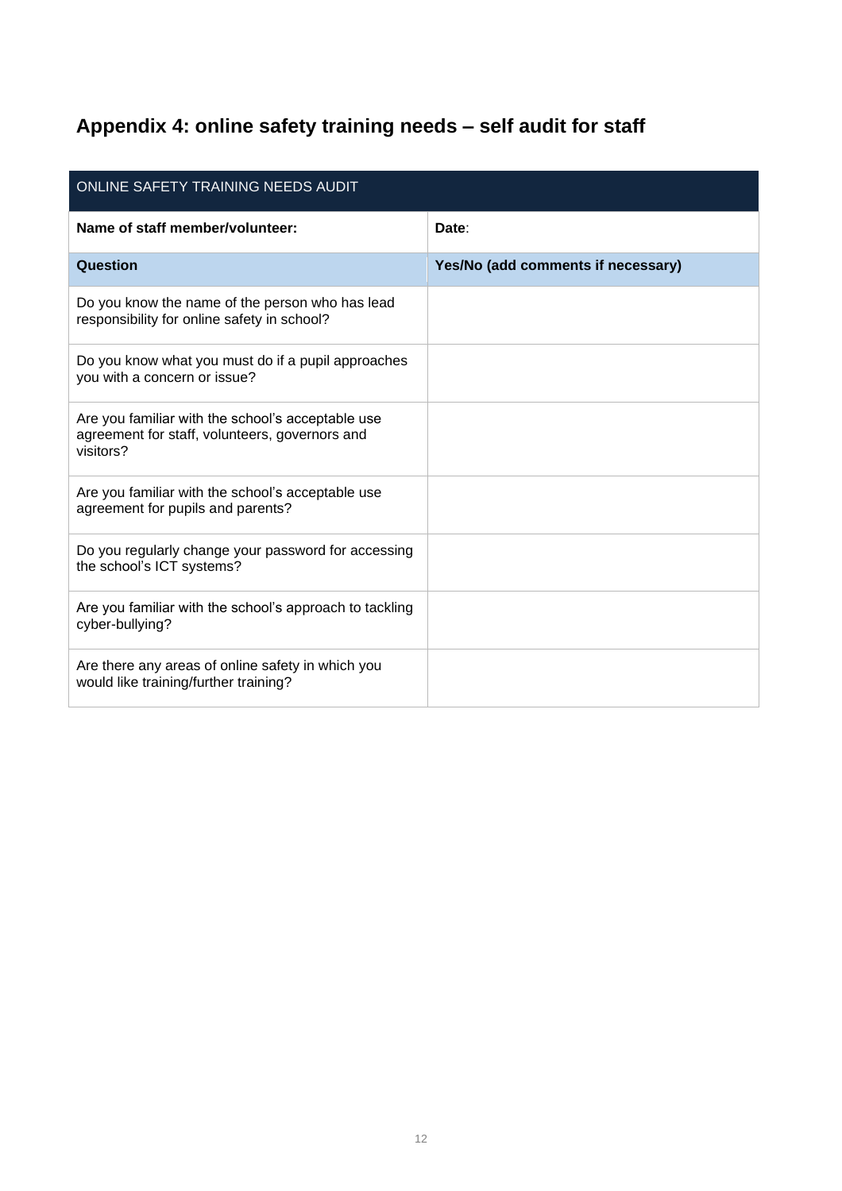## Appendix 4: online safety training needs – self audit for staff

| ONLINE SAFETY TRAINING NEEDS AUDIT | |
|---|---|
| **Name of staff member/volunteer:** | **Date**: |
| **Question** | **Yes/No (add comments if necessary)** |
| Do you know the name of the person who has lead responsibility for online safety in school? | |
| Do you know what you must do if a pupil approaches you with a concern or issue? | |
| Are you familiar with the school's acceptable use agreement for staff, volunteers, governors and visitors? | |
| Are you familiar with the school's acceptable use agreement for pupils and parents? | |
| Do you regularly change your password for accessing the school's ICT systems? | |
| Are you familiar with the school's approach to tackling cyber-bullying? | |
| Are there any areas of online safety in which you would like training/further training? | |